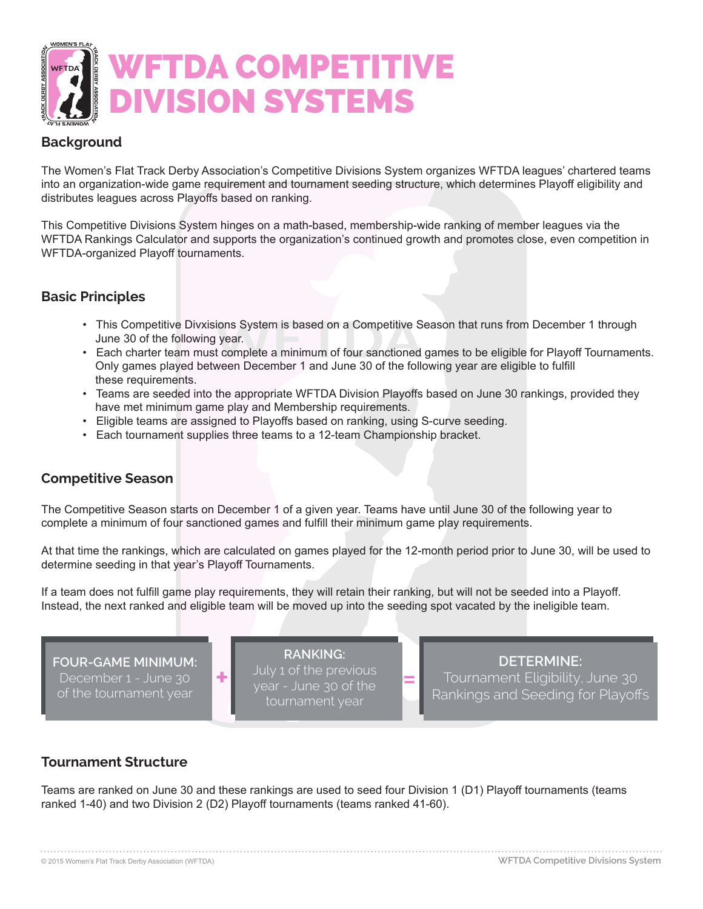# WFTDA COMPETITIVE DIVISION SYSTEMS

## Background

The Women's Flat Track Derby Association's Competitive Divisions System organizes WFTDA leagues' chartered teams into an organization-wide game requirement and tournament seeding structure, which determines Playoff eligibility and distributes leagues across Playoffs based on ranking.

This Competitive Divisions System hinges on a math-based, membership-wide ranking of member leagues via the WFTDA Rankings Calculator and supports the organization's continued growth and promotes close, even competition in WFTDA-organized Playoff tournaments.

## Basic Principles

- This Competitive Divxisions System is based on a Competitive Season that runs from December 1 through June 30 of the following year.
- Each charter team must complete a minimum of four sanctioned games to be eligible for Playoff Tournaments. Only games played between December 1 and June 30 of the following year are eligible to fulfill these requirements.
- Teams are seeded into the appropriate WFTDA Division Playoffs based on June 30 rankings, provided they have met minimum game play and Membership requirements.
- Eligible teams are assigned to Playoffs based on ranking, using S-curve seeding.
- Each tournament supplies three teams to a 12-team Championship bracket.

## Competitive Season

The Competitive Season starts on December 1 of a given year. Teams have until June 30 of the following year to complete a minimum of four sanctioned games and fulfill their minimum game play requirements.

At that time the rankings, which are calculated on games played for the 12-month period prior to June 30, will be used to determine seeding in that year's Playoff Tournaments.

If a team does not fulfill game play requirements, they will retain their ranking, but will not be seeded into a Playoff. Instead, the next ranked and eligible team will be moved up into the seeding spot vacated by the ineligible team.

**FOUR-GAME MINIMUM:** December 1 - June 30 of the tournament year **+** **RANKING:** July 1 of the previous year - June 30 of the tournament year **=** **DETERMINE:** Tournament Eligibility, June 30 Rankings and Seeding for Playoffs

## Tournament Structure

Teams are ranked on June 30 and these rankings are used to seed four Division 1 (D1) Playoff tournaments (teams ranked 1-40) and two Division 2 (D2) Playoff tournaments (teams ranked 41-60).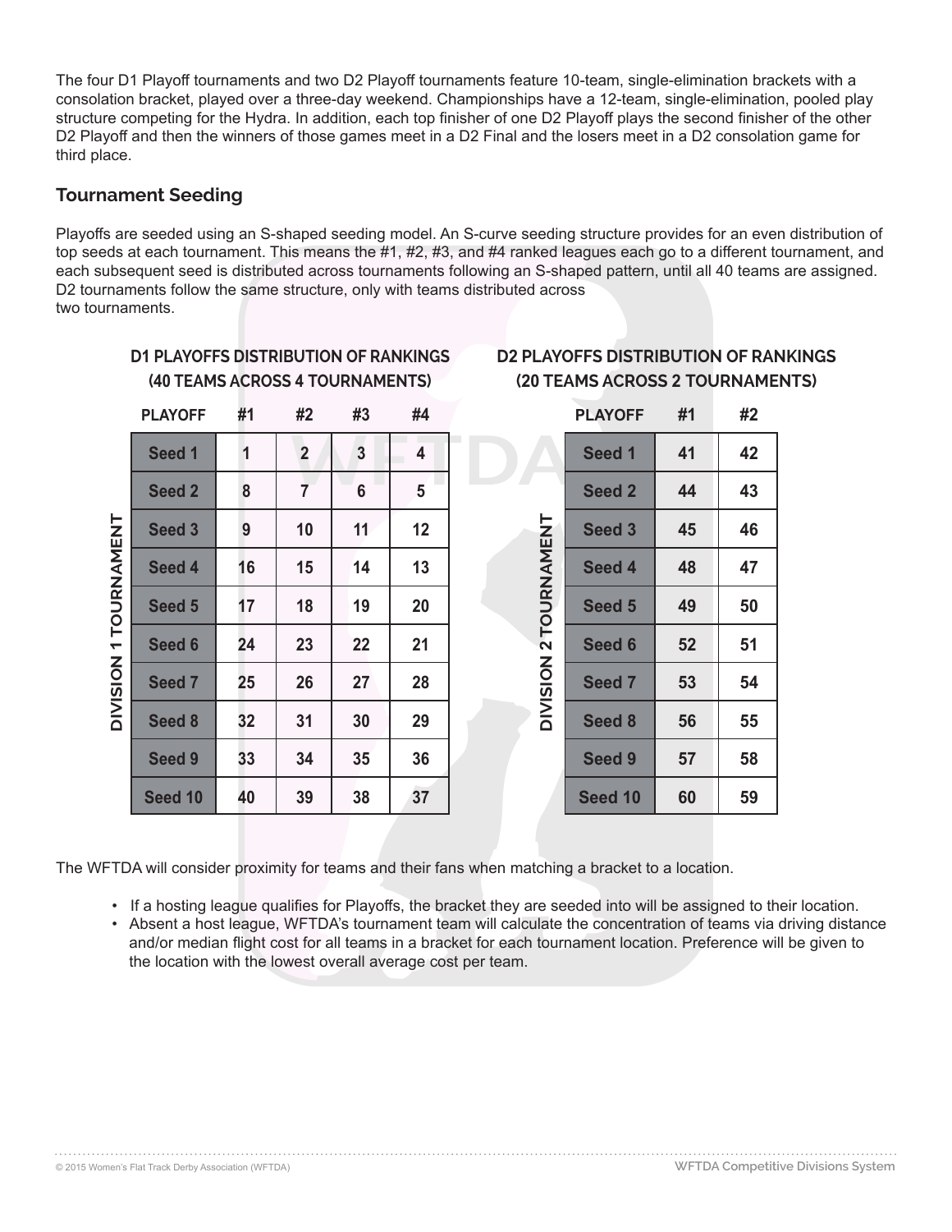The four D1 Playoff tournaments and two D2 Playoff tournaments feature 10-team, single-elimination brackets with a consolation bracket, played over a three-day weekend. Championships have a 12-team, single-elimination, pooled play structure competing for the Hydra. In addition, each top finisher of one D2 Playoff plays the second finisher of the other D2 Playoff and then the winners of those games meet in a D2 Final and the losers meet in a D2 consolation game for third place.

## Tournament Seeding

Playoffs are seeded using an S-shaped seeding model. An S-curve seeding structure provides for an even distribution of top seeds at each tournament. This means the #1, #2, #3, and #4 ranked leagues each go to a different tournament, and each subsequent seed is distributed across tournaments following an S-shaped pattern, until all 40 teams are assigned. D2 tournaments follow the same structure, only with teams distributed across two tournaments.

**D1 PLAYOFFS DISTRIBUTION OF RANKINGS (40 TEAMS ACROSS 4 TOURNAMENTS)**

DIVISION 1 TOURNAMENT

| PLAYOFF | #1 | #2 | #3 | #4 |
|---|---|---|---|---|
| Seed 1 | 1 | 2 | 3 | 4 |
| Seed 2 | 8 | 7 | 6 | 5 |
| Seed 3 | 9 | 10 | 11 | 12 |
| Seed 4 | 16 | 15 | 14 | 13 |
| Seed 5 | 17 | 18 | 19 | 20 |
| Seed 6 | 24 | 23 | 22 | 21 |
| Seed 7 | 25 | 26 | 27 | 28 |
| Seed 8 | 32 | 31 | 30 | 29 |
| Seed 9 | 33 | 34 | 35 | 36 |
| Seed 10 | 40 | 39 | 38 | 37 |

**D2 PLAYOFFS DISTRIBUTION OF RANKINGS (20 TEAMS ACROSS 2 TOURNAMENTS)**

DIVISION 2 TOURNAMENT

| PLAYOFF | #1 | #2 |
|---|---|---|
| Seed 1 | 41 | 42 |
| Seed 2 | 44 | 43 |
| Seed 3 | 45 | 46 |
| Seed 4 | 48 | 47 |
| Seed 5 | 49 | 50 |
| Seed 6 | 52 | 51 |
| Seed 7 | 53 | 54 |
| Seed 8 | 56 | 55 |
| Seed 9 | 57 | 58 |
| Seed 10 | 60 | 59 |

The WFTDA will consider proximity for teams and their fans when matching a bracket to a location.

- If a hosting league qualifies for Playoffs, the bracket they are seeded into will be assigned to their location.
- Absent a host league, WFTDA's tournament team will calculate the concentration of teams via driving distance and/or median flight cost for all teams in a bracket for each tournament location. Preference will be given to the location with the lowest overall average cost per team.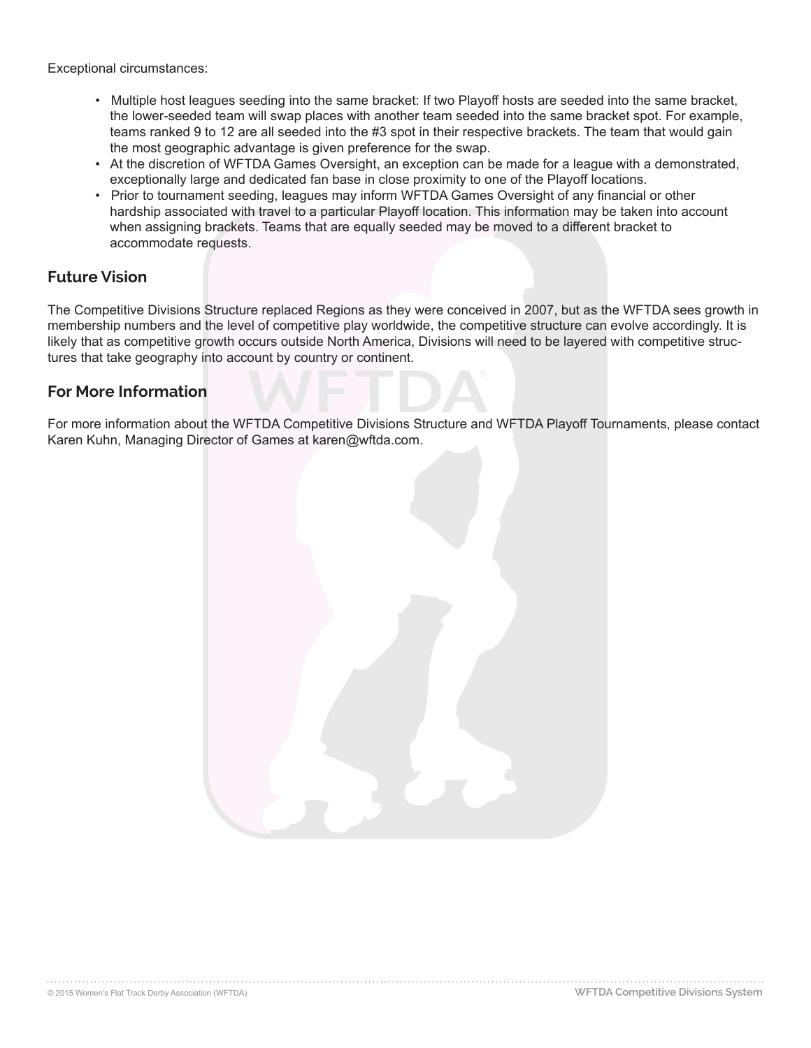Exceptional circumstances:

- Multiple host leagues seeding into the same bracket: If two Playoff hosts are seeded into the same bracket, the lower-seeded team will swap places with another team seeded into the same bracket spot. For example, teams ranked 9 to 12 are all seeded into the #3 spot in their respective brackets. The team that would gain the most geographic advantage is given preference for the swap.
- At the discretion of WFTDA Games Oversight, an exception can be made for a league with a demonstrated, exceptionally large and dedicated fan base in close proximity to one of the Playoff locations.
- Prior to tournament seeding, leagues may inform WFTDA Games Oversight of any financial or other hardship associated with travel to a particular Playoff location. This information may be taken into account when assigning brackets. Teams that are equally seeded may be moved to a different bracket to accommodate requests.

## Future Vision

The Competitive Divisions Structure replaced Regions as they were conceived in 2007, but as the WFTDA sees growth in membership numbers and the level of competitive play worldwide, the competitive structure can evolve accordingly. It is likely that as competitive growth occurs outside North America, Divisions will need to be layered with competitive structures that take geography into account by country or continent.

## For More Information

For more information about the WFTDA Competitive Divisions Structure and WFTDA Playoff Tournaments, please contact Karen Kuhn, Managing Director of Games at karen@wftda.com.